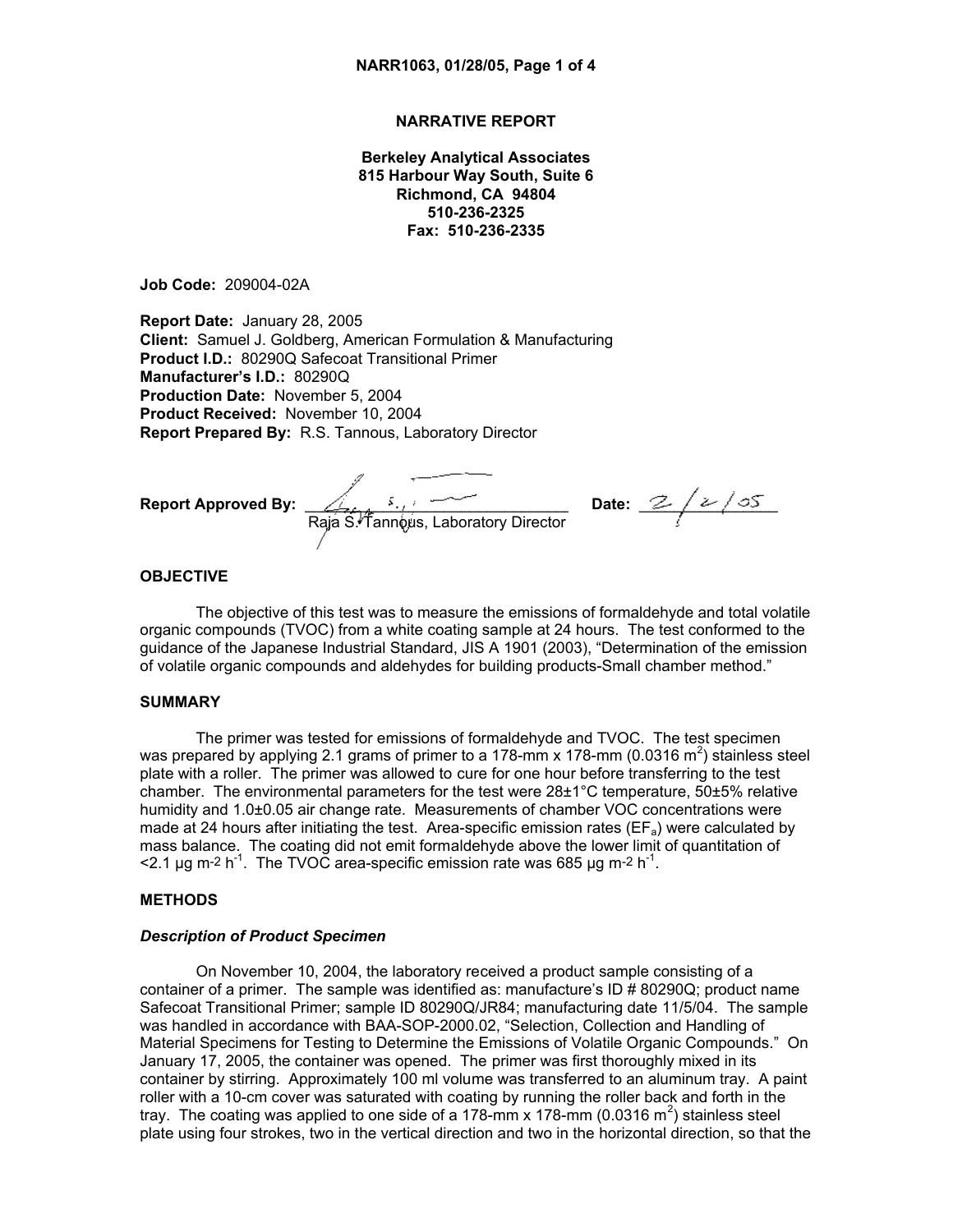# NARRATIVE REPORT

**Berkeley Analytical Associates**
**815 Harbour Way South, Suite 6**
**Richmond, CA 94804**
**510-236-2325**
**Fax: 510-236-2335**

**Job Code:** 209004-02A

**Report Date:** January 28, 2005
**Client:** Samuel J. Goldberg, American Formulation & Manufacturing
**Product I.D.:** 80290Q Safecoat Transitional Primer
**Manufacturer's I.D.:** 80290Q
**Production Date:** November 5, 2004
**Product Received:** November 10, 2004
**Report Prepared By:** R.S. Tannous, Laboratory Director

**Report Approved By:** \_\_\_\_\_\_\_\_\_\_\_\_\_\_\_\_\_\_\_\_ **Date:** 2/2/05
Raja S. Tannous, Laboratory Director

## OBJECTIVE

The objective of this test was to measure the emissions of formaldehyde and total volatile organic compounds (TVOC) from a white coating sample at 24 hours. The test conformed to the guidance of the Japanese Industrial Standard, JIS A 1901 (2003), "Determination of the emission of volatile organic compounds and aldehydes for building products-Small chamber method."

## SUMMARY

The primer was tested for emissions of formaldehyde and TVOC. The test specimen was prepared by applying 2.1 grams of primer to a 178-mm x 178-mm (0.0316 $m^2$) stainless steel plate with a roller. The primer was allowed to cure for one hour before transferring to the test chamber. The environmental parameters for the test were 28±1°C temperature, 50±5% relative humidity and 1.0±0.05 air change rate. Measurements of chamber VOC concentrations were made at 24 hours after initiating the test. Area-specific emission rates ($EF_a$) were calculated by mass balance. The coating did not emit formaldehyde above the lower limit of quantitation of <2.1 μg $m^{-2}$ $h^{-1}$. The TVOC area-specific emission rate was 685 μg $m^{-2}$ $h^{-1}$.

## METHODS

### *Description of Product Specimen*

On November 10, 2004, the laboratory received a product sample consisting of a container of a primer. The sample was identified as: manufacture's ID # 80290Q; product name Safecoat Transitional Primer; sample ID 80290Q/JR84; manufacturing date 11/5/04. The sample was handled in accordance with BAA-SOP-2000.02, "Selection, Collection and Handling of Material Specimens for Testing to Determine the Emissions of Volatile Organic Compounds." On January 17, 2005, the container was opened. The primer was first thoroughly mixed in its container by stirring. Approximately 100 ml volume was transferred to an aluminum tray. A paint roller with a 10-cm cover was saturated with coating by running the roller back and forth in the tray. The coating was applied to one side of a 178-mm x 178-mm (0.0316 $m^2$) stainless steel plate using four strokes, two in the vertical direction and two in the horizontal direction, so that the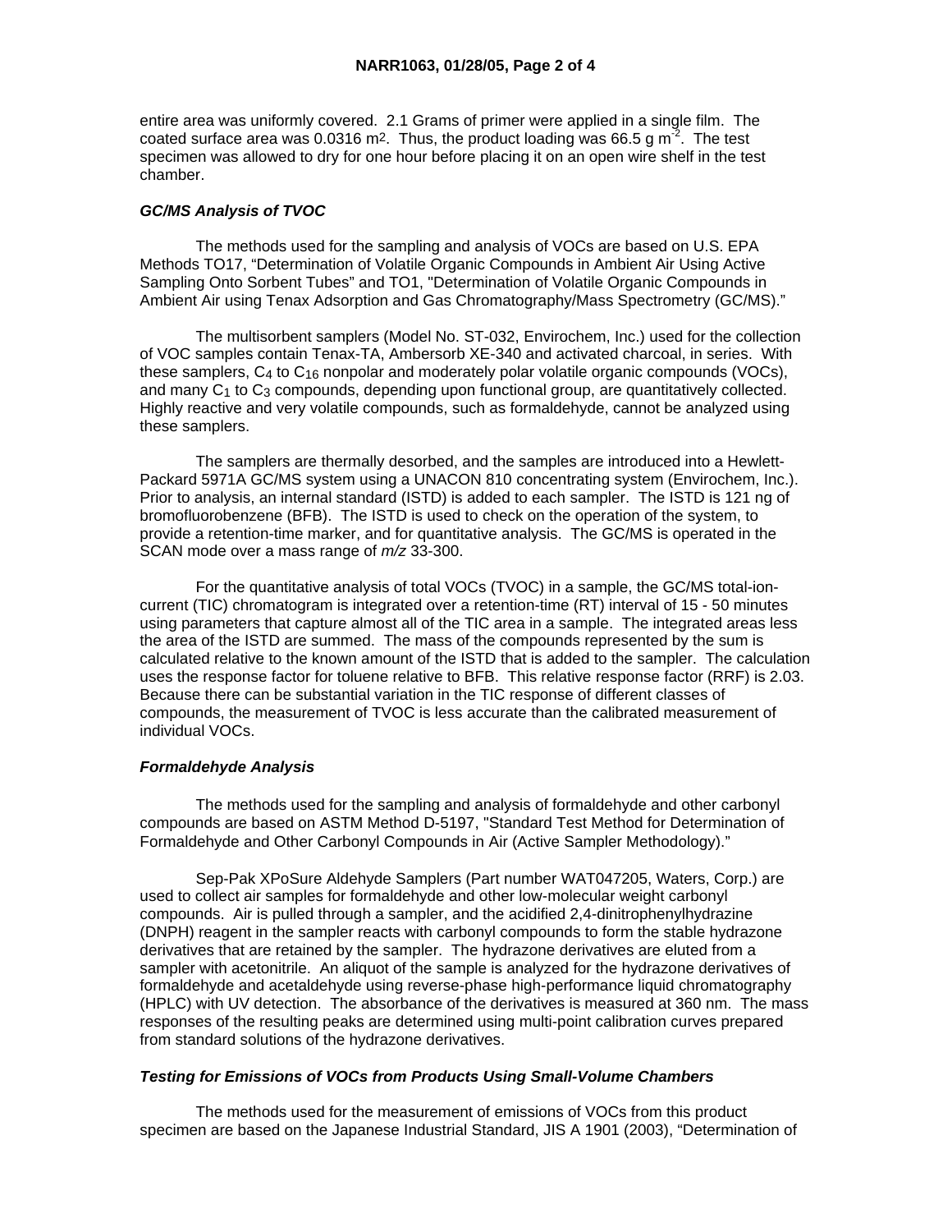entire area was uniformly covered. 2.1 Grams of primer were applied in a single film. The coated surface area was 0.0316 $m^2$. Thus, the product loading was 66.5 g $m^{-2}$. The test specimen was allowed to dry for one hour before placing it on an open wire shelf in the test chamber.

### *GC/MS Analysis of TVOC*

The methods used for the sampling and analysis of VOCs are based on U.S. EPA Methods TO17, "Determination of Volatile Organic Compounds in Ambient Air Using Active Sampling Onto Sorbent Tubes" and TO1, "Determination of Volatile Organic Compounds in Ambient Air using Tenax Adsorption and Gas Chromatography/Mass Spectrometry (GC/MS)."

The multisorbent samplers (Model No. ST-032, Envirochem, Inc.) used for the collection of VOC samples contain Tenax-TA, Ambersorb XE-340 and activated charcoal, in series. With these samplers, $C_4$ to $C_{16}$ nonpolar and moderately polar volatile organic compounds (VOCs), and many $C_1$ to $C_3$ compounds, depending upon functional group, are quantitatively collected. Highly reactive and very volatile compounds, such as formaldehyde, cannot be analyzed using these samplers.

The samplers are thermally desorbed, and the samples are introduced into a Hewlett-Packard 5971A GC/MS system using a UNACON 810 concentrating system (Envirochem, Inc.). Prior to analysis, an internal standard (ISTD) is added to each sampler. The ISTD is 121 ng of bromofluorobenzene (BFB). The ISTD is used to check on the operation of the system, to provide a retention-time marker, and for quantitative analysis. The GC/MS is operated in the SCAN mode over a mass range of *m/z* 33-300.

For the quantitative analysis of total VOCs (TVOC) in a sample, the GC/MS total-ion-current (TIC) chromatogram is integrated over a retention-time (RT) interval of 15 - 50 minutes using parameters that capture almost all of the TIC area in a sample. The integrated areas less the area of the ISTD are summed. The mass of the compounds represented by the sum is calculated relative to the known amount of the ISTD that is added to the sampler. The calculation uses the response factor for toluene relative to BFB. This relative response factor (RRF) is 2.03. Because there can be substantial variation in the TIC response of different classes of compounds, the measurement of TVOC is less accurate than the calibrated measurement of individual VOCs.

### *Formaldehyde Analysis*

The methods used for the sampling and analysis of formaldehyde and other carbonyl compounds are based on ASTM Method D-5197, "Standard Test Method for Determination of Formaldehyde and Other Carbonyl Compounds in Air (Active Sampler Methodology)."

Sep-Pak XPoSure Aldehyde Samplers (Part number WAT047205, Waters, Corp.) are used to collect air samples for formaldehyde and other low-molecular weight carbonyl compounds. Air is pulled through a sampler, and the acidified 2,4-dinitrophenylhydrazine (DNPH) reagent in the sampler reacts with carbonyl compounds to form the stable hydrazone derivatives that are retained by the sampler. The hydrazone derivatives are eluted from a sampler with acetonitrile. An aliquot of the sample is analyzed for the hydrazone derivatives of formaldehyde and acetaldehyde using reverse-phase high-performance liquid chromatography (HPLC) with UV detection. The absorbance of the derivatives is measured at 360 nm. The mass responses of the resulting peaks are determined using multi-point calibration curves prepared from standard solutions of the hydrazone derivatives.

### *Testing for Emissions of VOCs from Products Using Small-Volume Chambers*

The methods used for the measurement of emissions of VOCs from this product specimen are based on the Japanese Industrial Standard, JIS A 1901 (2003), "Determination of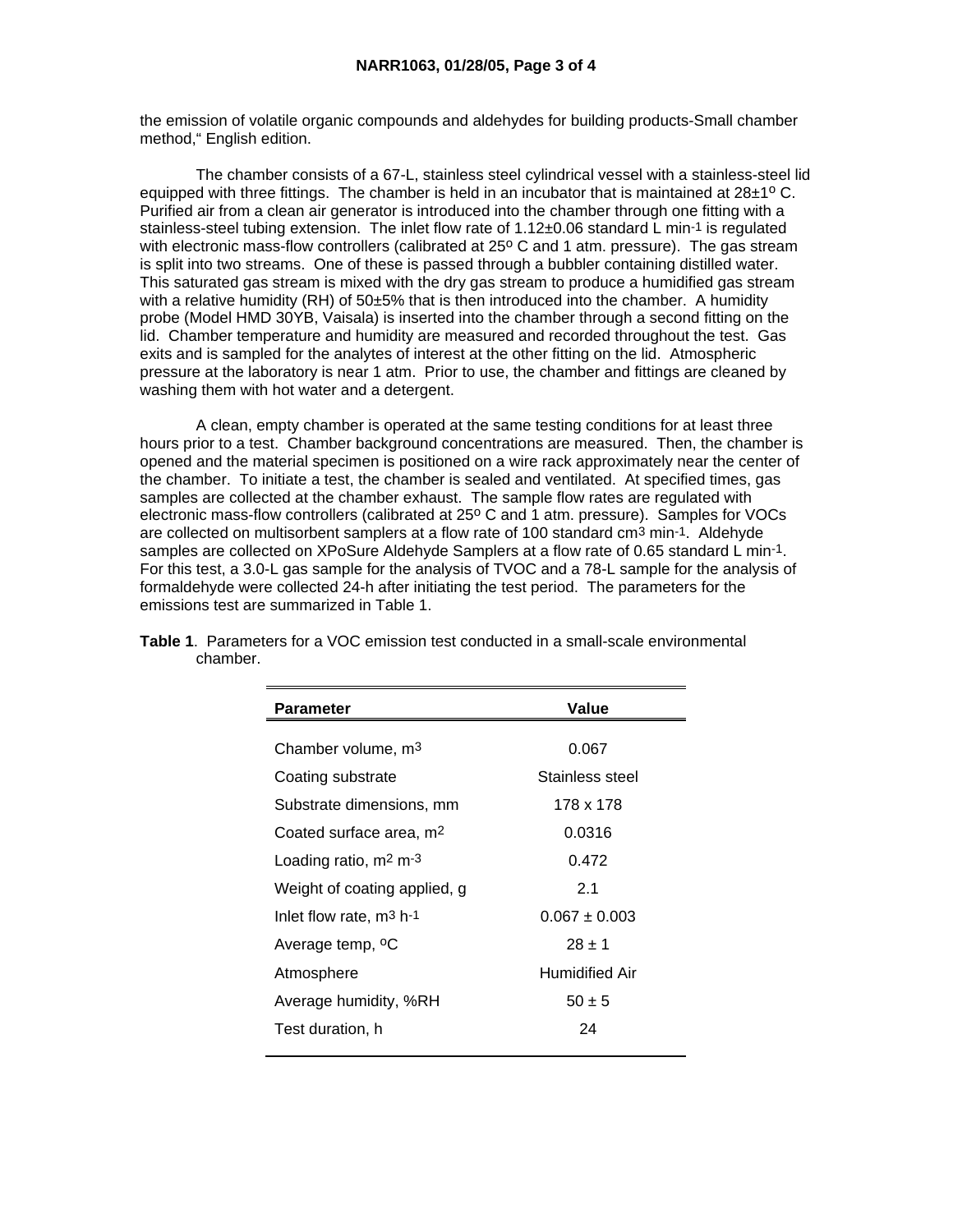the emission of volatile organic compounds and aldehydes for building products-Small chamber method," English edition.

The chamber consists of a 67-L, stainless steel cylindrical vessel with a stainless-steel lid equipped with three fittings. The chamber is held in an incubator that is maintained at 28±1º C. Purified air from a clean air generator is introduced into the chamber through one fitting with a stainless-steel tubing extension. The inlet flow rate of 1.12±0.06 standard L $min^{-1}$ is regulated with electronic mass-flow controllers (calibrated at 25º C and 1 atm. pressure). The gas stream is split into two streams. One of these is passed through a bubbler containing distilled water. This saturated gas stream is mixed with the dry gas stream to produce a humidified gas stream with a relative humidity (RH) of 50±5% that is then introduced into the chamber. A humidity probe (Model HMD 30YB, Vaisala) is inserted into the chamber through a second fitting on the lid. Chamber temperature and humidity are measured and recorded throughout the test. Gas exits and is sampled for the analytes of interest at the other fitting on the lid. Atmospheric pressure at the laboratory is near 1 atm. Prior to use, the chamber and fittings are cleaned by washing them with hot water and a detergent.

A clean, empty chamber is operated at the same testing conditions for at least three hours prior to a test. Chamber background concentrations are measured. Then, the chamber is opened and the material specimen is positioned on a wire rack approximately near the center of the chamber. To initiate a test, the chamber is sealed and ventilated. At specified times, gas samples are collected at the chamber exhaust. The sample flow rates are regulated with electronic mass-flow controllers (calibrated at 25º C and 1 atm. pressure). Samples for VOCs are collected on multisorbent samplers at a flow rate of 100 standard $cm^3$ $min^{-1}$. Aldehyde samples are collected on XPoSure Aldehyde Samplers at a flow rate of 0.65 standard L $min^{-1}$. For this test, a 3.0-L gas sample for the analysis of TVOC and a 78-L sample for the analysis of formaldehyde were collected 24-h after initiating the test period. The parameters for the emissions test are summarized in Table 1.

**Table 1**. Parameters for a VOC emission test conducted in a small-scale environmental chamber.

| Parameter | Value |
|---|---|
| Chamber volume, $m^3$ | 0.067 |
| Coating substrate | Stainless steel |
| Substrate dimensions, mm | 178 x 178 |
| Coated surface area, $m^2$ | 0.0316 |
| Loading ratio, $m^2$ $m^{-3}$ | 0.472 |
| Weight of coating applied, g | 2.1 |
| Inlet flow rate, $m^3$ $h^{-1}$ | 0.067 ± 0.003 |
| Average temp, ºC | 28 ± 1 |
| Atmosphere | Humidified Air |
| Average humidity, %RH | 50 ± 5 |
| Test duration, h | 24 |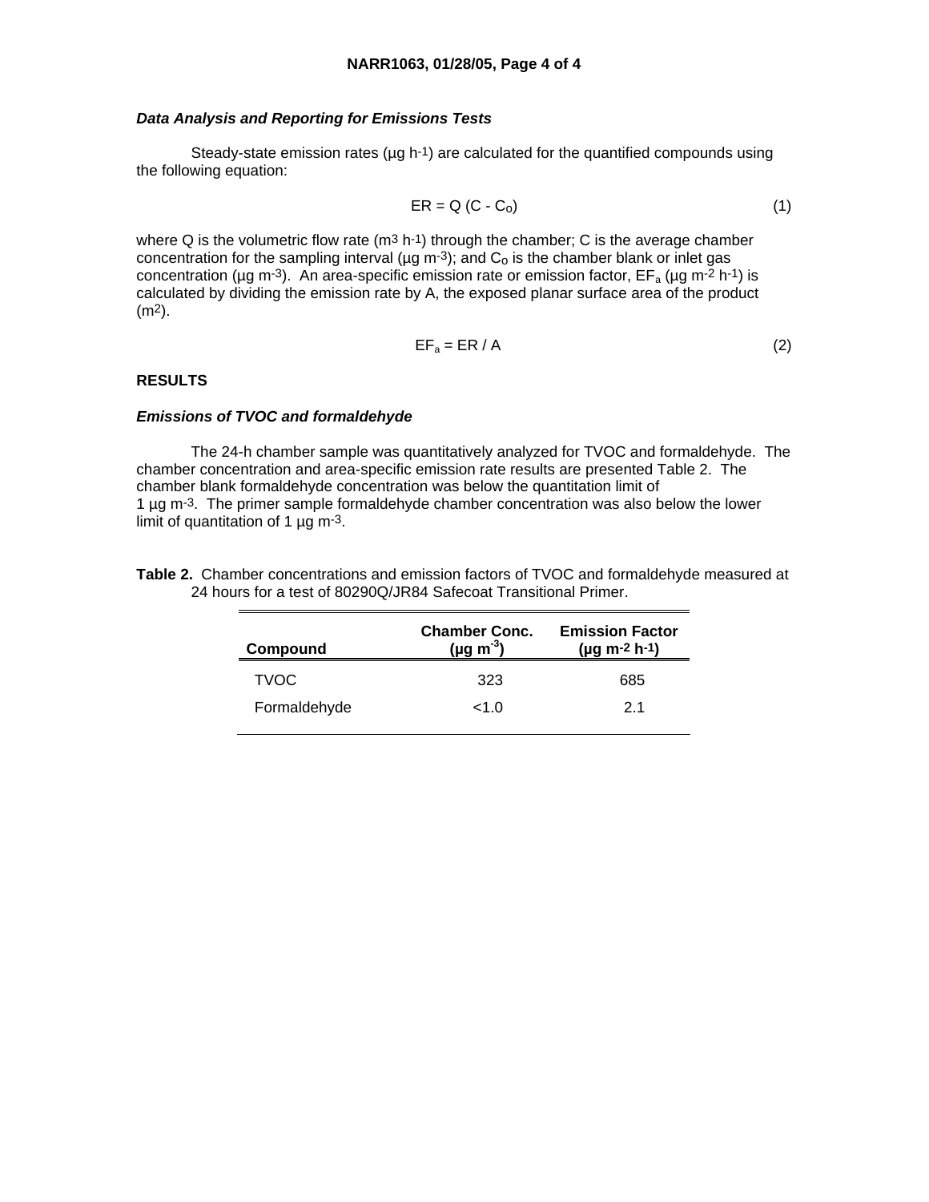### *Data Analysis and Reporting for Emissions Tests*

Steady-state emission rates (µg $h^{-1}$) are calculated for the quantified compounds using the following equation:

$$ER = Q\,(C - C_o) \tag{1}$$

where Q is the volumetric flow rate ($m^3$ $h^{-1}$) through the chamber; C is the average chamber concentration for the sampling interval (µg $m^{-3}$); and $C_o$ is the chamber blank or inlet gas concentration (µg $m^{-3}$). An area-specific emission rate or emission factor, $EF_a$ (µg $m^{-2}$ $h^{-1}$) is calculated by dividing the emission rate by A, the exposed planar surface area of the product ($m^2$).

$$EF_a = ER / A \tag{2}$$

## RESULTS

### *Emissions of TVOC and formaldehyde*

The 24-h chamber sample was quantitatively analyzed for TVOC and formaldehyde. The chamber concentration and area-specific emission rate results are presented Table 2. The chamber blank formaldehyde concentration was below the quantitation limit of 1 µg $m^{-3}$. The primer sample formaldehyde chamber concentration was also below the lower limit of quantitation of 1 µg $m^{-3}$.

**Table 2.** Chamber concentrations and emission factors of TVOC and formaldehyde measured at 24 hours for a test of 80290Q/JR84 Safecoat Transitional Primer.

| Compound | Chamber Conc. (µg $m^{-3}$) | Emission Factor (µg $m^{-2}$ $h^{-1}$) |
|---|---|---|
| TVOC | 323 | 685 |
| Formaldehyde | <1.0 | 2.1 |